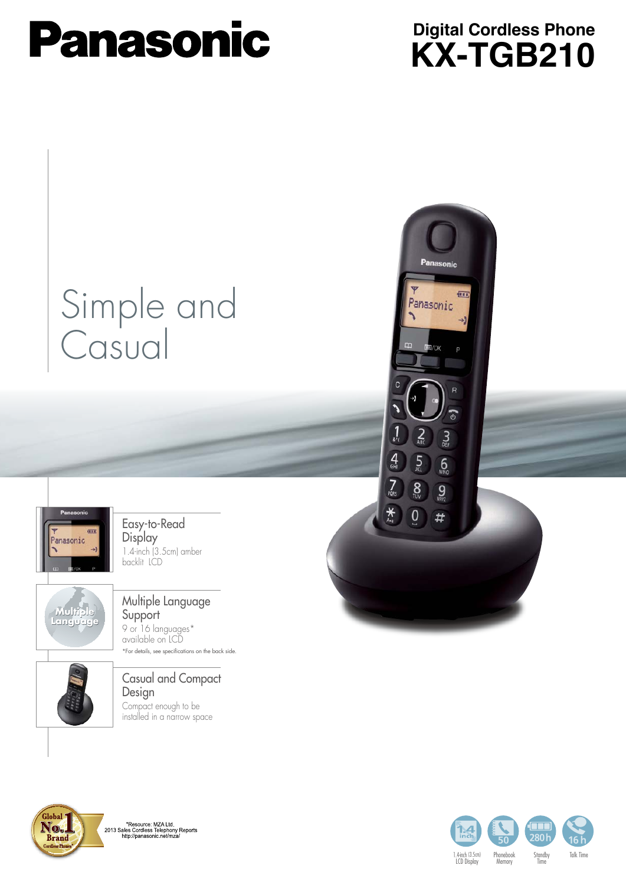# Panasonic

## Digital Cordless Phone
# KX-TGB210

## Simple and Casual

### Easy-to-Read Display
1.4-inch (3.5cm) amber backlit LCD

### Multiple Language Support
9 or 16 languages* available on LCD

*For details, see specifications on the back side.

### Casual and Compact Design
Compact enough to be installed in a narrow space

Global No.1 Brand Cordless Phones*

*Resource: MZA Ltd.
2013 Sales Cordless Telephony Reports
http://panasonic.net/mza/

- 1.4-inch (3.5cm) LCD Display
- 50 Phonebook Memory
- 280 h Standby Time
- 16 h Talk Time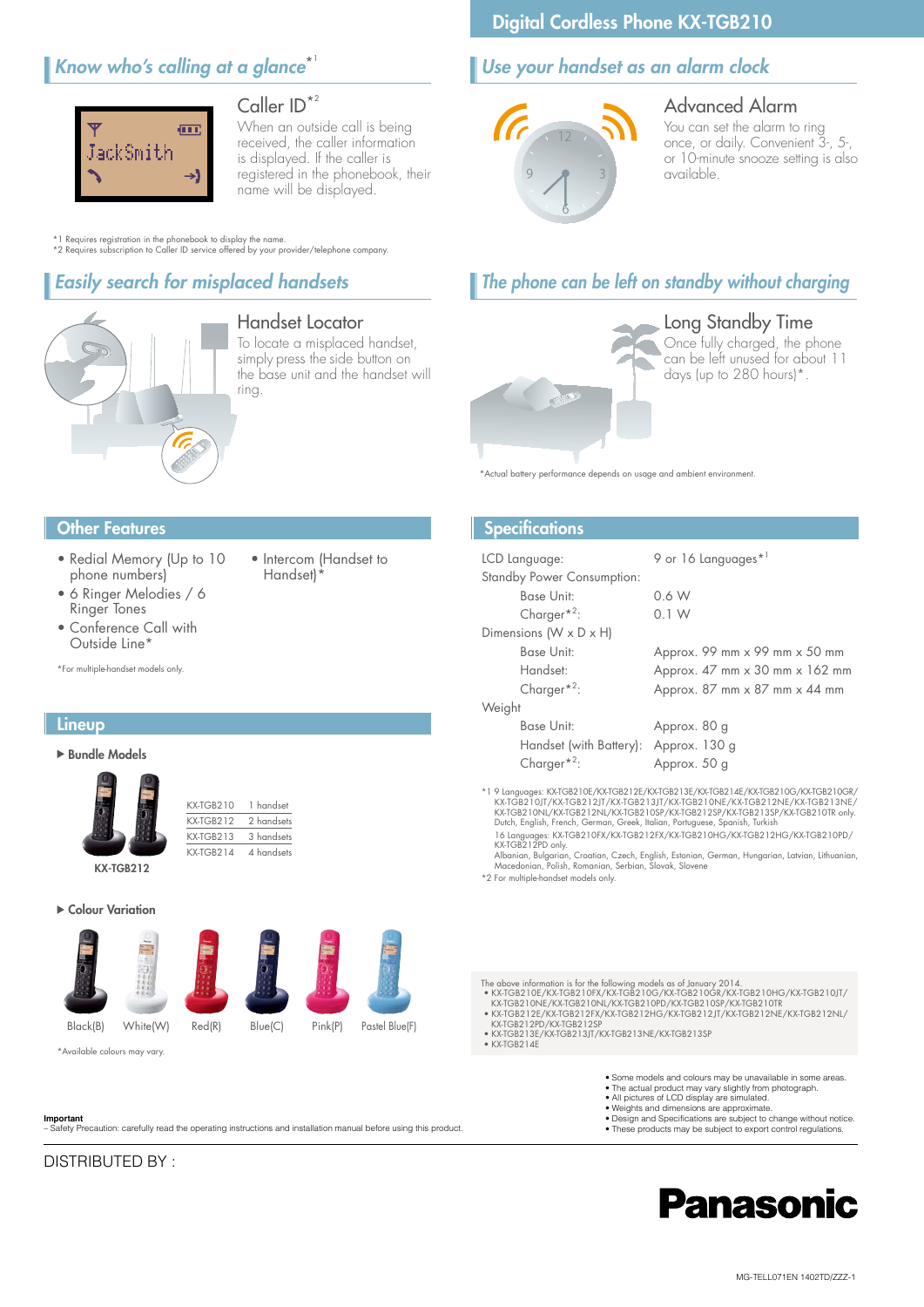# Digital Cordless Phone KX-TGB210

## Know who's calling at a glance[*1]

### Caller ID[*2]

When an outside call is being received, the caller information is displayed. If the caller is registered in the phonebook, their name will be displayed.

*1 Requires registration in the phonebook to display the name.
*2 Requires subscription to Caller ID service offered by your provider/telephone company.

## Use your handset as an alarm clock

### Advanced Alarm

You can set the alarm to ring once, or daily. Convenient 3-, 5-, or 10-minute snooze setting is also available.

## Easily search for misplaced handsets

### Handset Locator

To locate a misplaced handset, simply press the side button on the base unit and the handset will ring.

## The phone can be left on standby without charging

### Long Standby Time

Once fully charged, the phone can be left unused for about 11 days (up to 280 hours)*.

*Actual battery performance depends on usage and ambient environment.

## Other Features

- Redial Memory (Up to 10 phone numbers)
- 6 Ringer Melodies / 6 Ringer Tones
- Conference Call with Outside Line*
- Intercom (Handset to Handset)*

*For multiple-handset models only.

## Specifications

| | |
|---|---|
| LCD Language: | 9 or 16 Languages*1 |
| Standby Power Consumption: | |
| Base Unit: | 0.6 W |
| Charger*2: | 0.1 W |
| Dimensions (W x D x H) | |
| Base Unit: | Approx. 99 mm x 99 mm x 50 mm |
| Handset: | Approx. 47 mm x 30 mm x 162 mm |
| Charger*2: | Approx. 87 mm x 87 mm x 44 mm |
| Weight | |
| Base Unit: | Approx. 80 g |
| Handset (with Battery): | Approx. 130 g |
| Charger*2: | Approx. 50 g |

*1 9 Languages: KX-TGB210E/KX-TGB212E/KX-TGB213E/KX-TGB214E/KX-TGB210G/KX-TGB210GR/KX-TGB210JT/KX-TGB212JT/KX-TGB213JT/KX-TGB210NE/KX-TGB212NE/KX-TGB213NE/KX-TGB210NL/KX-TGB212NL/KX-TGB210SP/KX-TGB212SP/KX-TGB213SP/KX-TGB210TR only.
Dutch, English, French, German, Greek, Italian, Portuguese, Spanish, Turkish
16 Languages: KX-TGB210FX/KX-TGB212FX/KX-TGB210HG/KX-TGB212HG/KX-TGB210PD/KX-TGB212PD only.
Albanian, Bulgarian, Croatian, Czech, English, Estonian, German, Hungarian, Latvian, Lithuanian, Macedonian, Polish, Romanian, Serbian, Slovak, Slovene
*2 For multiple-handset models only.

## Lineup

▶ Bundle Models

KX-TGB212

| | |
|---|---|
| KX-TGB210 | 1 handset |
| KX-TGB212 | 2 handsets |
| KX-TGB213 | 3 handsets |
| KX-TGB214 | 4 handsets |

▶ Colour Variation

Black(B) White(W) Red(R) Blue(C) Pink(P) Pastel Blue(F)

*Available colours may vary.

The above information is for the following models as of January 2014.
- KX-TGB210E/KX-TGB210FX/KX-TGB210G/KX-TGB210GR/KX-TGB210HG/KX-TGB210JT/KX-TGB210NE/KX-TGB210NL/KX-TGB210PD/KX-TGB210SP/KX-TGB210TR
- KX-TGB212E/KX-TGB212FX/KX-TGB212HG/KX-TGB212JT/KX-TGB212NE/KX-TGB212NL/KX-TGB212PD/KX-TGB212SP
- KX-TGB213E/KX-TGB213JT/KX-TGB213NE/KX-TGB213SP
- KX-TGB214E

- Some models and colours may be unavailable in some areas.
- The actual product may vary slightly from photograph.
- All pictures of LCD display are simulated.
- Weights and dimensions are approximate.
- Design and Specifications are subject to change without notice.
- These products may be subject to export control regulations.

**Important**
– Safety Precaution: carefully read the operating instructions and installation manual before using this product.

DISTRIBUTED BY :

Panasonic

MG-TELL071EN 1402TD/ZZZ-1